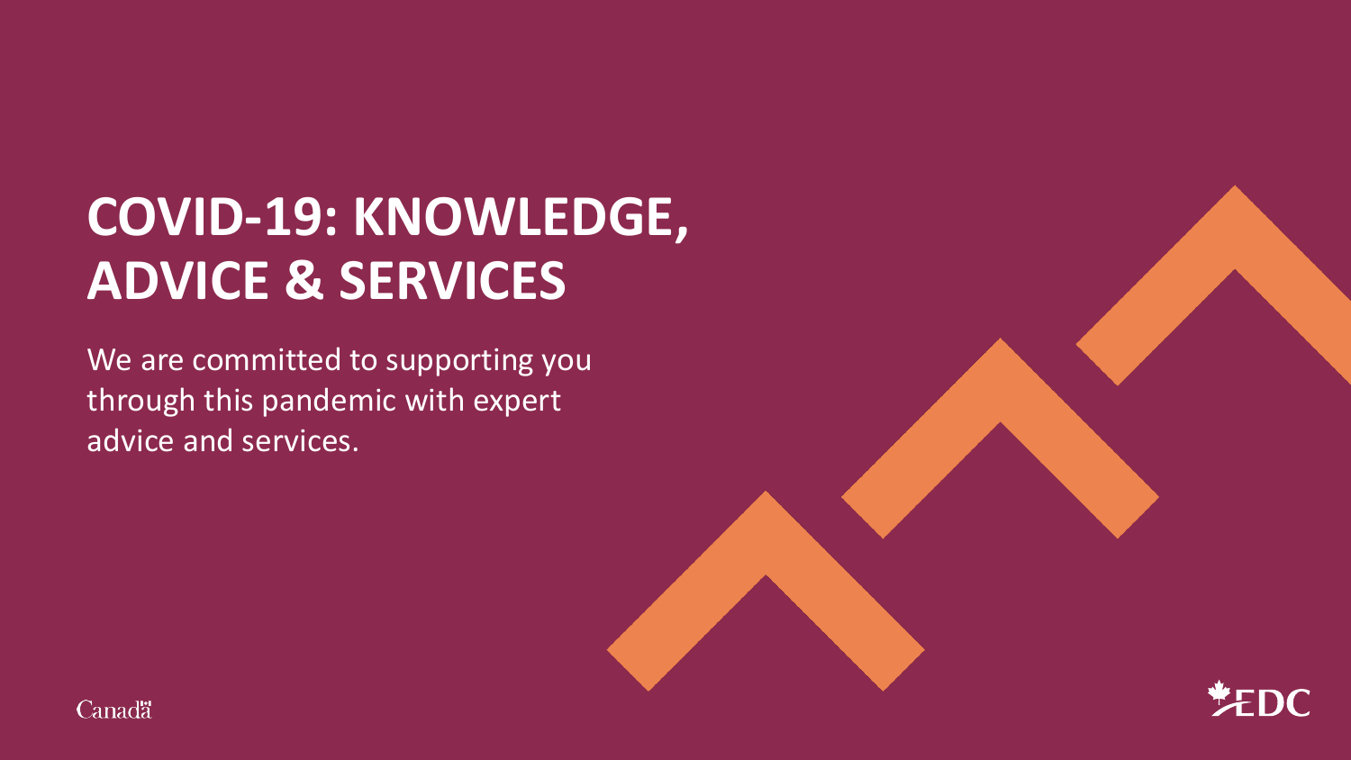# COVID-19: KNOWLEDGE, ADVICE & SERVICES

We are committed to supporting you through this pandemic with expert advice and services.

Canadä

EDC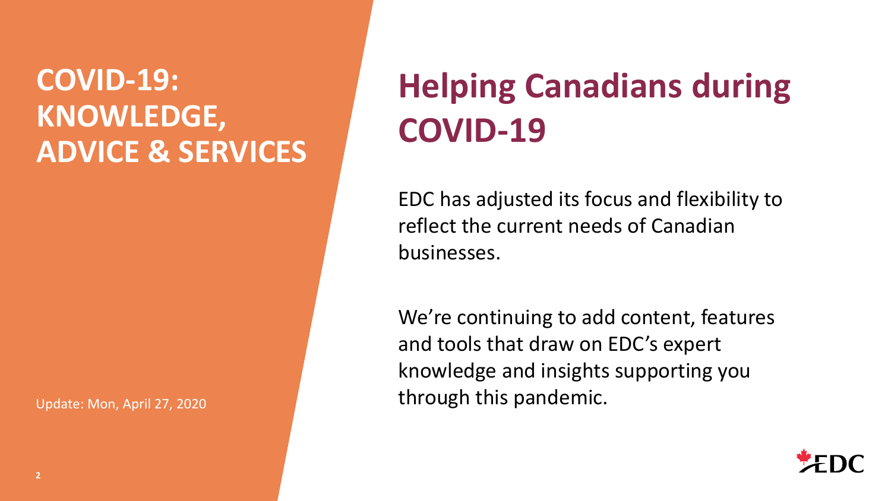# COVID-19: KNOWLEDGE, ADVICE & SERVICES

Update: Mon, April 27, 2020

## Helping Canadians during COVID-19

EDC has adjusted its focus and flexibility to reflect the current needs of Canadian businesses.

We're continuing to add content, features and tools that draw on EDC's expert knowledge and insights supporting you through this pandemic.

EDC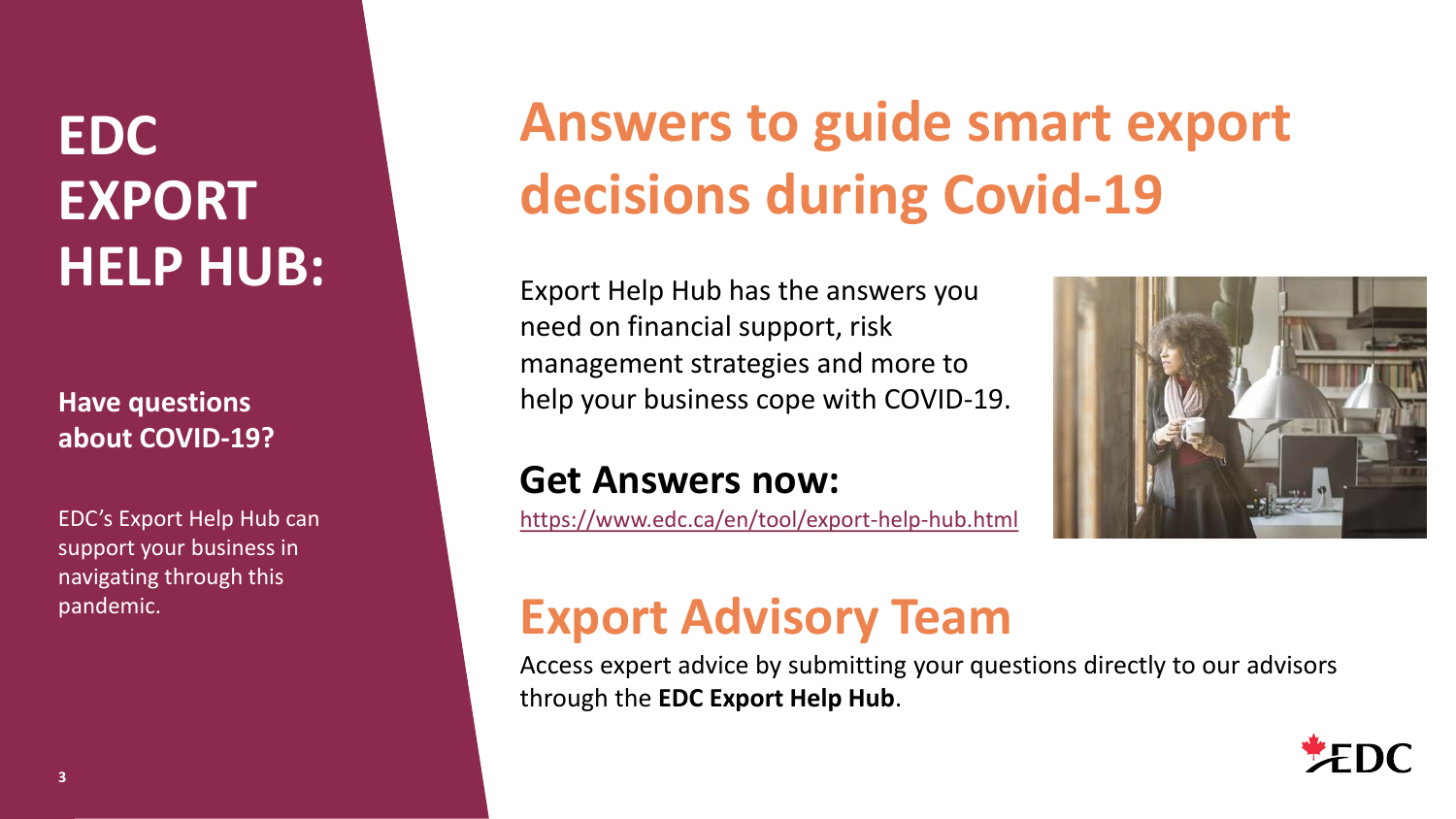# EDC EXPORT HELP HUB:

**Have questions about COVID-19?**

EDC's Export Help Hub can support your business in navigating through this pandemic.

# Answers to guide smart export decisions during Covid-19

Export Help Hub has the answers you need on financial support, risk management strategies and more to help your business cope with COVID-19.

## Get Answers now:

https://www.edc.ca/en/tool/export-help-hub.html

# Export Advisory Team

Access expert advice by submitting your questions directly to our advisors through the **EDC Export Help Hub**.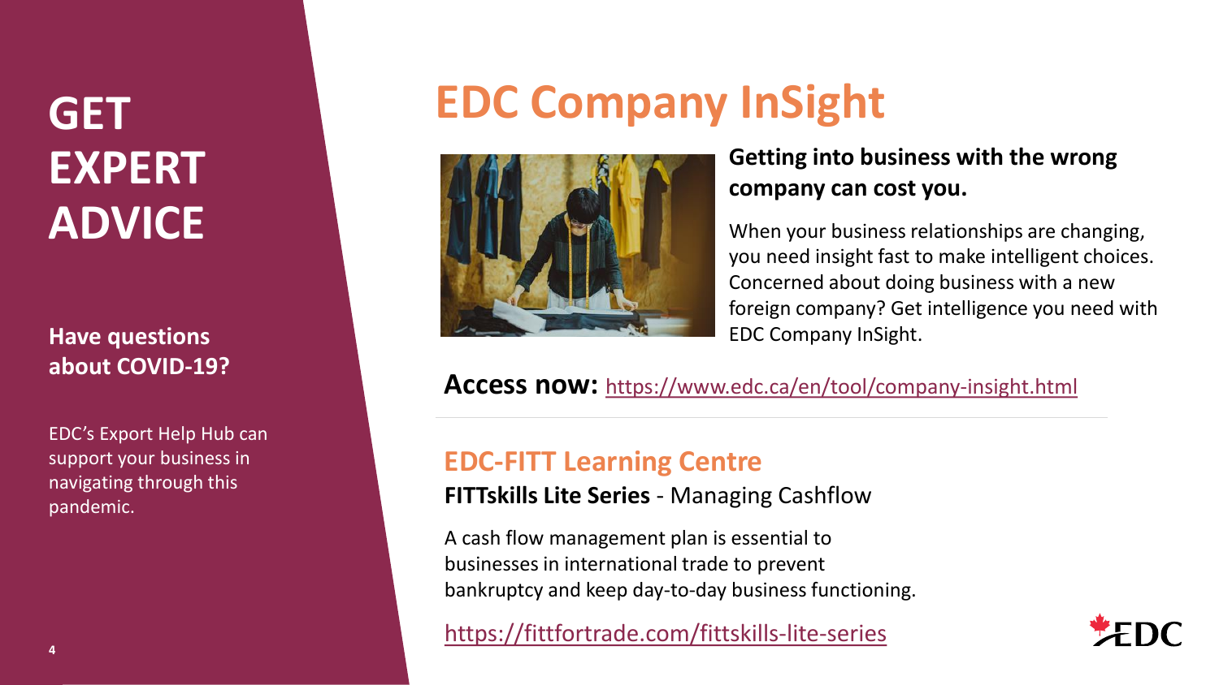# GET EXPERT ADVICE

**Have questions about COVID-19?**

EDC's Export Help Hub can support your business in navigating through this pandemic.

## EDC Company InSight

**Getting into business with the wrong company can cost you.**

When your business relationships are changing, you need insight fast to make intelligent choices. Concerned about doing business with a new foreign company? Get intelligence you need with EDC Company InSight.

**Access now:** https://www.edc.ca/en/tool/company-insight.html

### EDC-FITT Learning Centre

**FITTskills Lite Series** - Managing Cashflow

A cash flow management plan is essential to businesses in international trade to prevent bankruptcy and keep day-to-day business functioning.

https://fittfortrade.com/fittskills-lite-series

EDC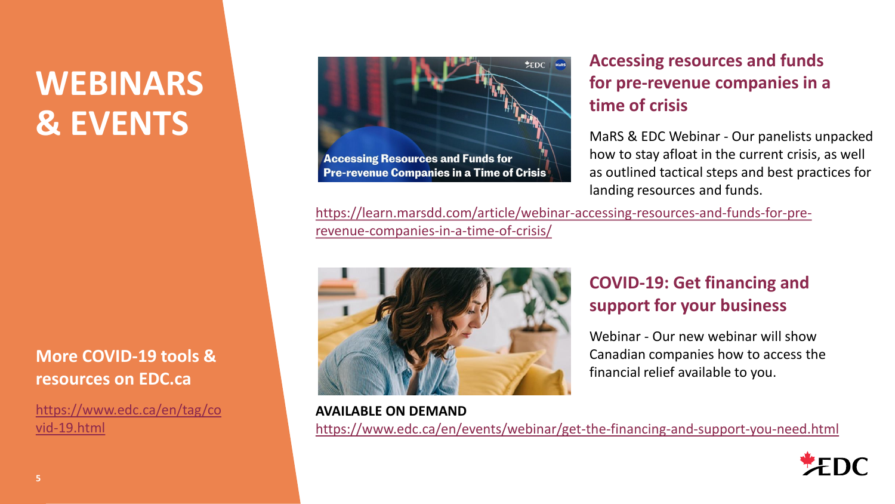# WEBINARS & EVENTS

**More COVID-19 tools & resources on EDC.ca**

https://www.edc.ca/en/tag/covid-19.html

## Accessing resources and funds for pre-revenue companies in a time of crisis

MaRS & EDC Webinar - Our panelists unpacked how to stay afloat in the current crisis, as well as outlined tactical steps and best practices for landing resources and funds.

https://learn.marsdd.com/article/webinar-accessing-resources-and-funds-for-pre-revenue-companies-in-a-time-of-crisis/

## COVID-19: Get financing and support for your business

Webinar - Our new webinar will show Canadian companies how to access the financial relief available to you.

**AVAILABLE ON DEMAND**

https://www.edc.ca/en/events/webinar/get-the-financing-and-support-you-need.html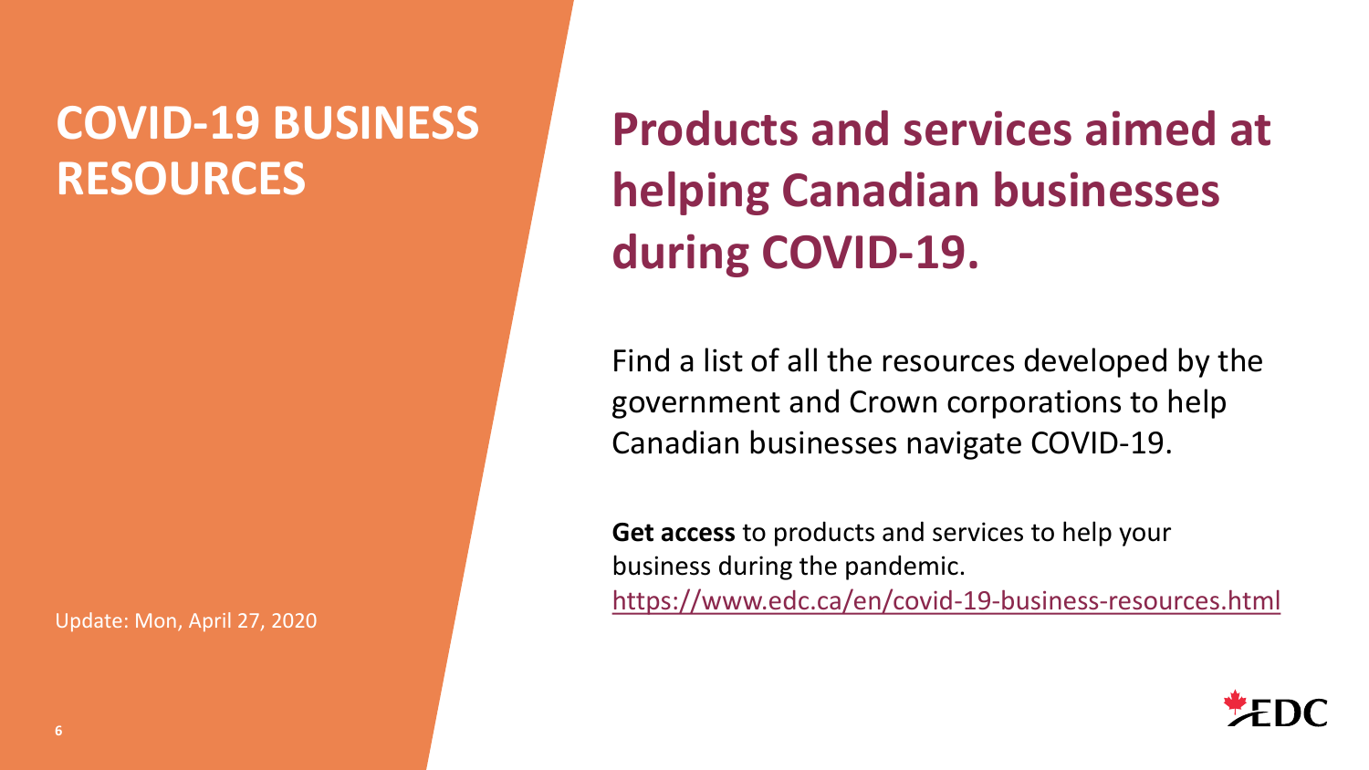# COVID-19 BUSINESS RESOURCES

Update: Mon, April 27, 2020

## Products and services aimed at helping Canadian businesses during COVID-19.

Find a list of all the resources developed by the government and Crown corporations to help Canadian businesses navigate COVID-19.

**Get access** to products and services to help your business during the pandemic.
https://www.edc.ca/en/covid-19-business-resources.html

EDC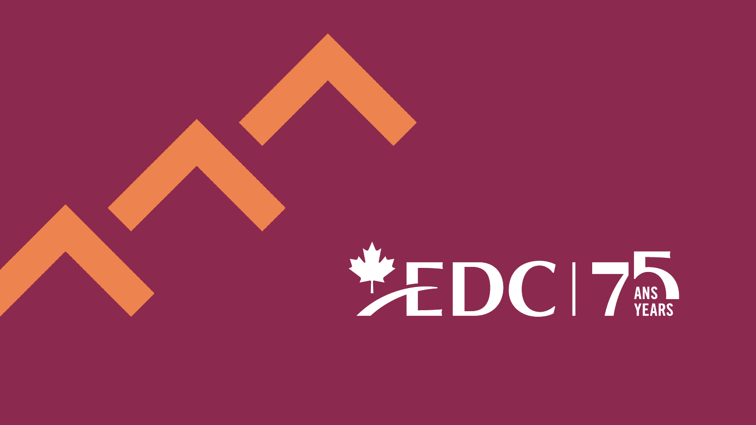EDC | 75 ANS YEARS